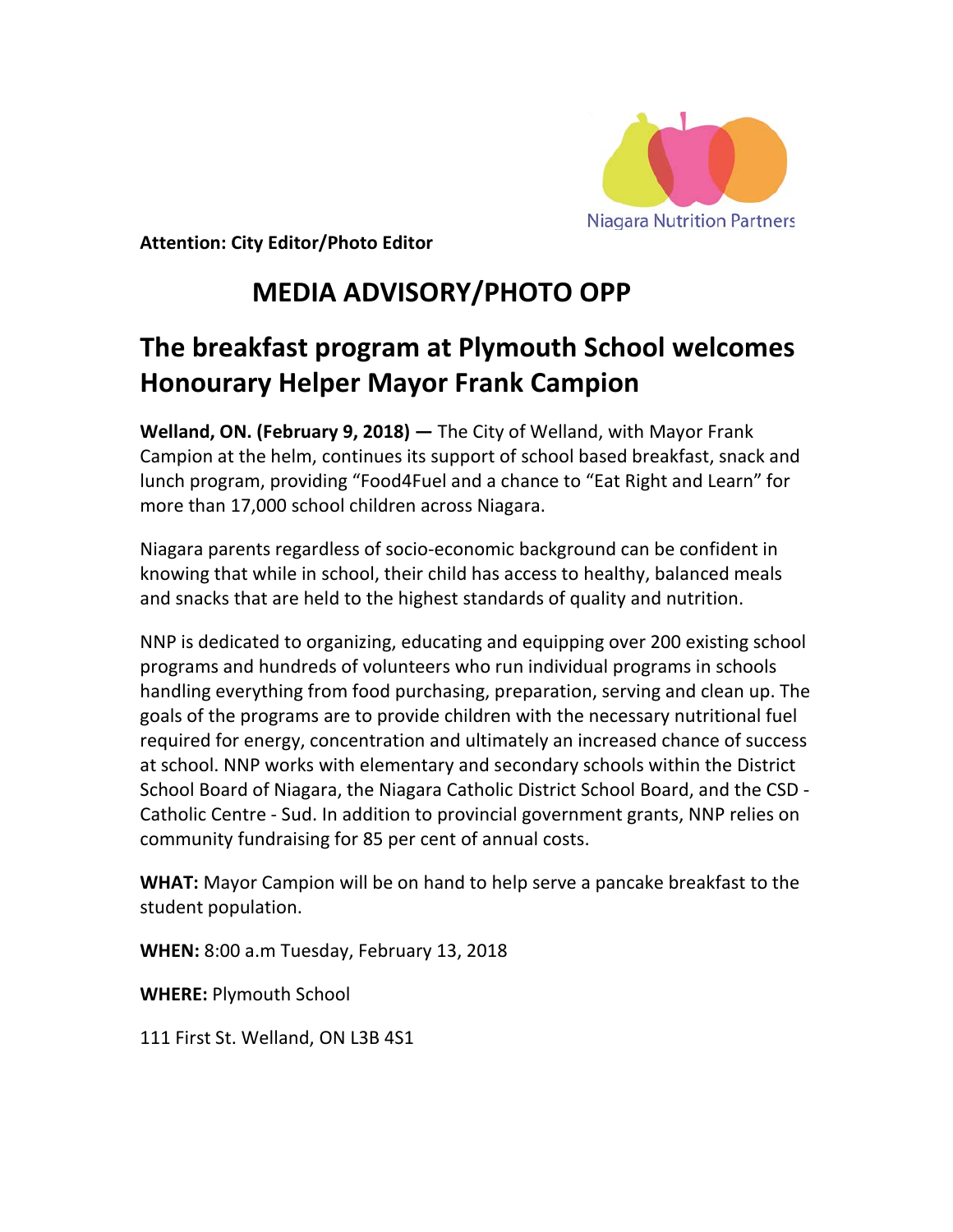Niagara Nutrition Partners

**Attention: City Editor/Photo Editor**

# MEDIA ADVISORY/PHOTO OPP

## The breakfast program at Plymouth School welcomes Honourary Helper Mayor Frank Campion

**Welland, ON. (February 9, 2018) —** The City of Welland, with Mayor Frank Campion at the helm, continues its support of school based breakfast, snack and lunch program, providing "Food4Fuel and a chance to "Eat Right and Learn" for more than 17,000 school children across Niagara.

Niagara parents regardless of socio-economic background can be confident in knowing that while in school, their child has access to healthy, balanced meals and snacks that are held to the highest standards of quality and nutrition.

NNP is dedicated to organizing, educating and equipping over 200 existing school programs and hundreds of volunteers who run individual programs in schools handling everything from food purchasing, preparation, serving and clean up. The goals of the programs are to provide children with the necessary nutritional fuel required for energy, concentration and ultimately an increased chance of success at school. NNP works with elementary and secondary schools within the District School Board of Niagara, the Niagara Catholic District School Board, and the CSD - Catholic Centre - Sud. In addition to provincial government grants, NNP relies on community fundraising for 85 per cent of annual costs.

**WHAT:** Mayor Campion will be on hand to help serve a pancake breakfast to the student population.

**WHEN:** 8:00 a.m Tuesday, February 13, 2018

**WHERE:** Plymouth School

111 First St. Welland, ON L3B 4S1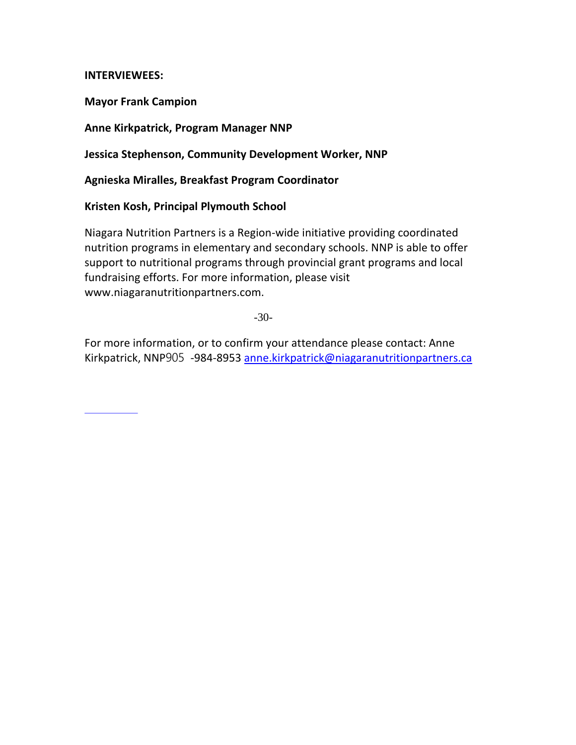**INTERVIEWEES:**

**Mayor Frank Campion**

**Anne Kirkpatrick, Program Manager NNP**

**Jessica Stephenson, Community Development Worker, NNP**

**Agnieska Miralles, Breakfast Program Coordinator**

**Kristen Kosh, Principal Plymouth School**

Niagara Nutrition Partners is a Region-wide initiative providing coordinated nutrition programs in elementary and secondary schools. NNP is able to offer support to nutritional programs through provincial grant programs and local fundraising efforts. For more information, please visit www.niagaranutritionpartners.com.

-30-

For more information, or to confirm your attendance please contact: Anne Kirkpatrick, NNP905 -984-8953 anne.kirkpatrick@niagaranutritionpartners.ca